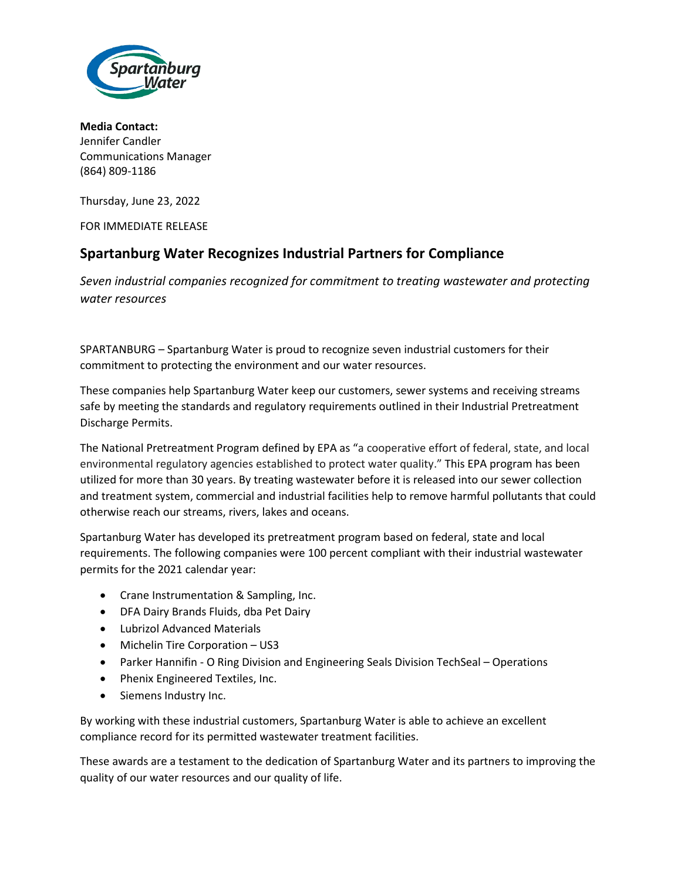**Media Contact:**
Jennifer Candler
Communications Manager
(864) 809-1186

Thursday, June 23, 2022

FOR IMMEDIATE RELEASE

## Spartanburg Water Recognizes Industrial Partners for Compliance

*Seven industrial companies recognized for commitment to treating wastewater and protecting water resources*

SPARTANBURG – Spartanburg Water is proud to recognize seven industrial customers for their commitment to protecting the environment and our water resources.

These companies help Spartanburg Water keep our customers, sewer systems and receiving streams safe by meeting the standards and regulatory requirements outlined in their Industrial Pretreatment Discharge Permits.

The National Pretreatment Program defined by EPA as "a cooperative effort of federal, state, and local environmental regulatory agencies established to protect water quality." This EPA program has been utilized for more than 30 years. By treating wastewater before it is released into our sewer collection and treatment system, commercial and industrial facilities help to remove harmful pollutants that could otherwise reach our streams, rivers, lakes and oceans.

Spartanburg Water has developed its pretreatment program based on federal, state and local requirements. The following companies were 100 percent compliant with their industrial wastewater permits for the 2021 calendar year:

- Crane Instrumentation & Sampling, Inc.
- DFA Dairy Brands Fluids, dba Pet Dairy
- Lubrizol Advanced Materials
- Michelin Tire Corporation – US3
- Parker Hannifin - O Ring Division and Engineering Seals Division TechSeal – Operations
- Phenix Engineered Textiles, Inc.
- Siemens Industry Inc.

By working with these industrial customers, Spartanburg Water is able to achieve an excellent compliance record for its permitted wastewater treatment facilities.

These awards are a testament to the dedication of Spartanburg Water and its partners to improving the quality of our water resources and our quality of life.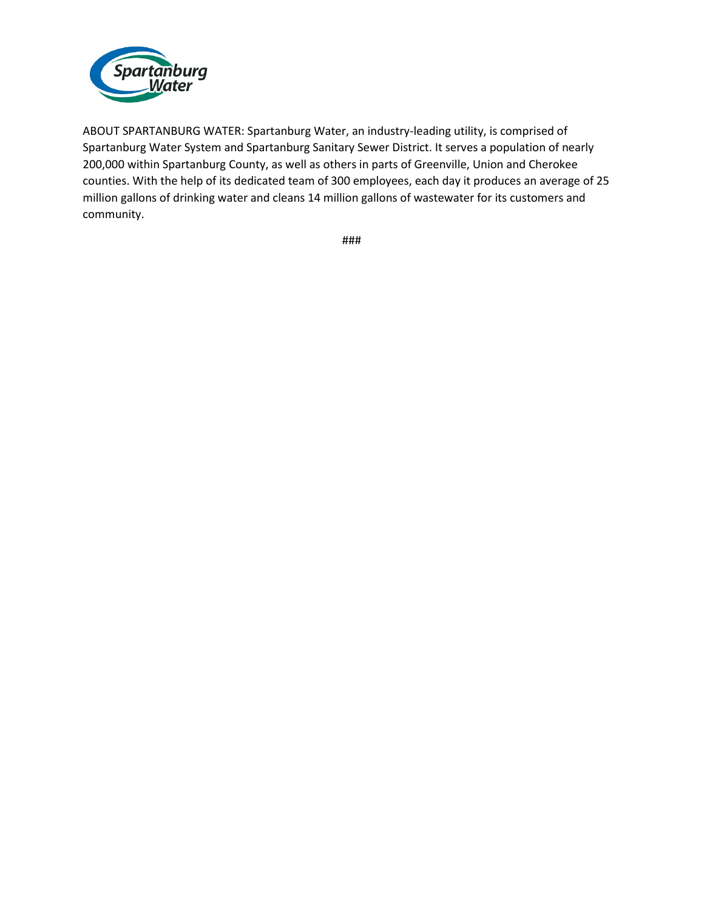ABOUT SPARTANBURG WATER: Spartanburg Water, an industry-leading utility, is comprised of Spartanburg Water System and Spartanburg Sanitary Sewer District. It serves a population of nearly 200,000 within Spartanburg County, as well as others in parts of Greenville, Union and Cherokee counties. With the help of its dedicated team of 300 employees, each day it produces an average of 25 million gallons of drinking water and cleans 14 million gallons of wastewater for its customers and community.

###